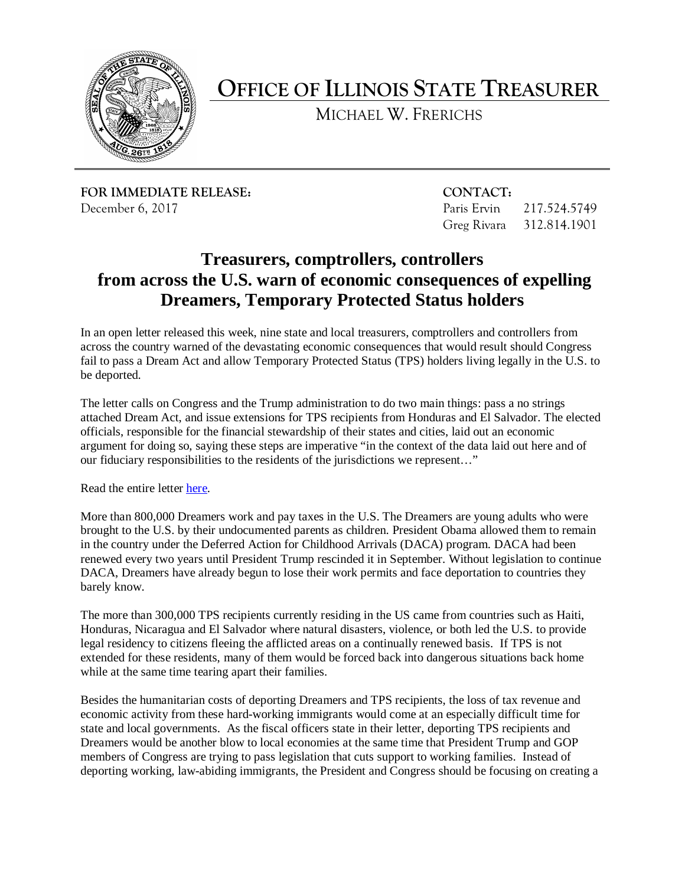# OFFICE OF ILLINOIS STATE TREASURER

MICHAEL W. FRERICHS

**FOR IMMEDIATE RELEASE:**
December 6, 2017

**CONTACT:**
Paris Ervin 217.524.5749
Greg Rivara 312.814.1901

## Treasurers, comptrollers, controllers from across the U.S. warn of economic consequences of expelling Dreamers, Temporary Protected Status holders

In an open letter released this week, nine state and local treasurers, comptrollers and controllers from across the country warned of the devastating economic consequences that would result should Congress fail to pass a Dream Act and allow Temporary Protected Status (TPS) holders living legally in the U.S. to be deported.

The letter calls on Congress and the Trump administration to do two main things: pass a no strings attached Dream Act, and issue extensions for TPS recipients from Honduras and El Salvador. The elected officials, responsible for the financial stewardship of their states and cities, laid out an economic argument for doing so, saying these steps are imperative "in the context of the data laid out here and of our fiduciary responsibilities to the residents of the jurisdictions we represent…"

Read the entire letter here.

More than 800,000 Dreamers work and pay taxes in the U.S. The Dreamers are young adults who were brought to the U.S. by their undocumented parents as children. President Obama allowed them to remain in the country under the Deferred Action for Childhood Arrivals (DACA) program. DACA had been renewed every two years until President Trump rescinded it in September. Without legislation to continue DACA, Dreamers have already begun to lose their work permits and face deportation to countries they barely know.

The more than 300,000 TPS recipients currently residing in the US came from countries such as Haiti, Honduras, Nicaragua and El Salvador where natural disasters, violence, or both led the U.S. to provide legal residency to citizens fleeing the afflicted areas on a continually renewed basis. If TPS is not extended for these residents, many of them would be forced back into dangerous situations back home while at the same time tearing apart their families.

Besides the humanitarian costs of deporting Dreamers and TPS recipients, the loss of tax revenue and economic activity from these hard-working immigrants would come at an especially difficult time for state and local governments. As the fiscal officers state in their letter, deporting TPS recipients and Dreamers would be another blow to local economies at the same time that President Trump and GOP members of Congress are trying to pass legislation that cuts support to working families. Instead of deporting working, law-abiding immigrants, the President and Congress should be focusing on creating a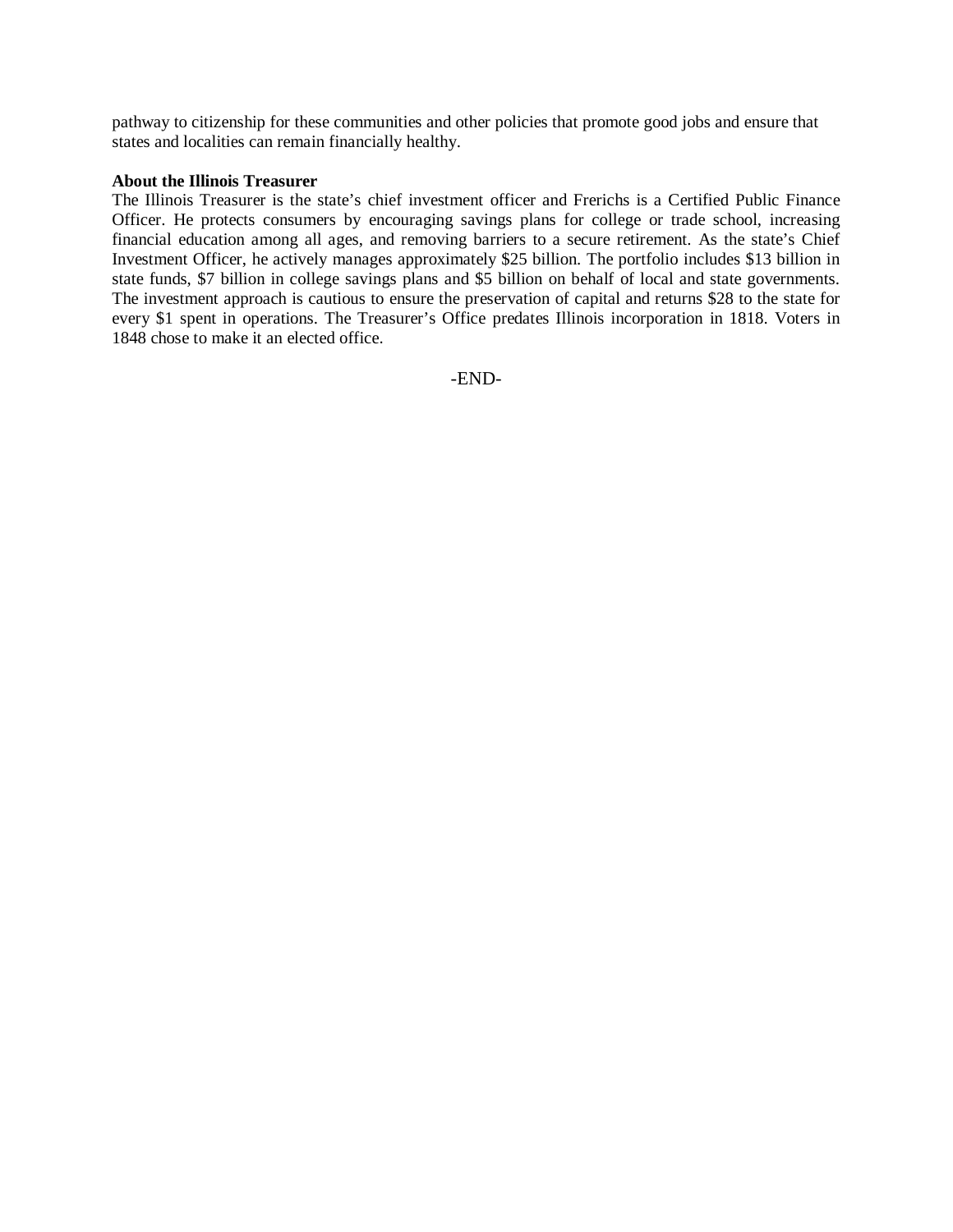pathway to citizenship for these communities and other policies that promote good jobs and ensure that states and localities can remain financially healthy.

**About the Illinois Treasurer**

The Illinois Treasurer is the state's chief investment officer and Frerichs is a Certified Public Finance Officer. He protects consumers by encouraging savings plans for college or trade school, increasing financial education among all ages, and removing barriers to a secure retirement. As the state's Chief Investment Officer, he actively manages approximately $25 billion. The portfolio includes $13 billion in state funds, $7 billion in college savings plans and $5 billion on behalf of local and state governments. The investment approach is cautious to ensure the preservation of capital and returns $28 to the state for every $1 spent in operations. The Treasurer's Office predates Illinois incorporation in 1818. Voters in 1848 chose to make it an elected office.

-END-